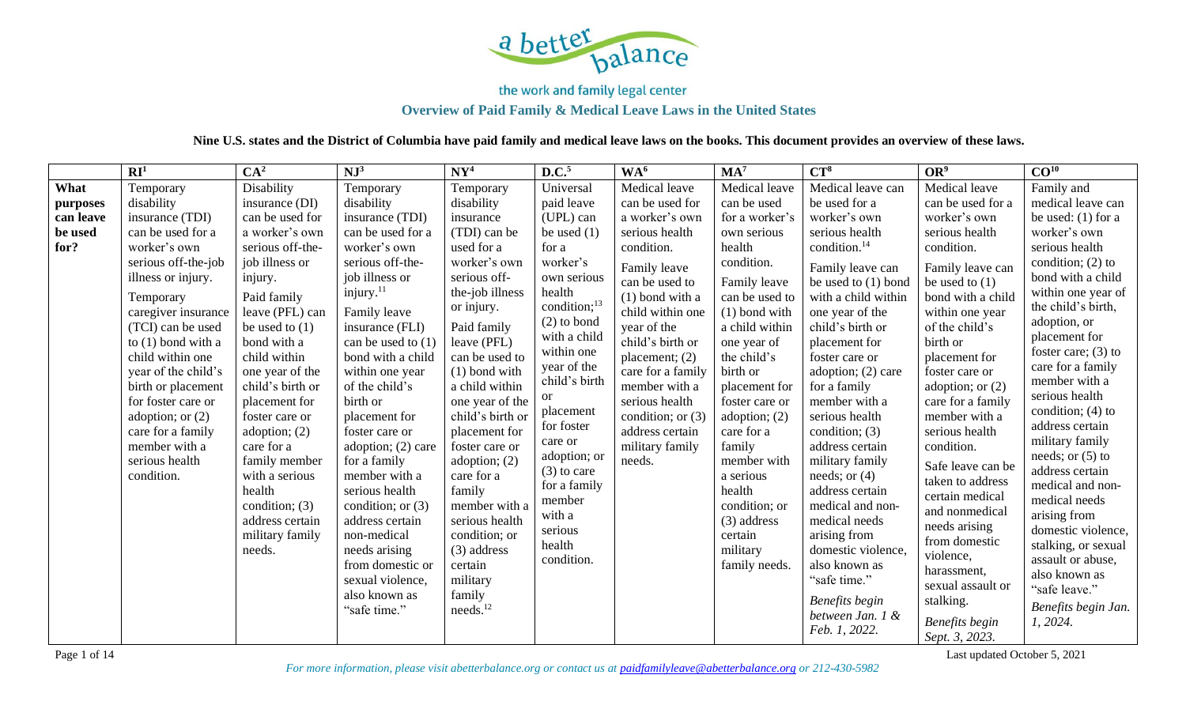a better balance

the work and family legal center

**Overview of Paid Family & Medical Leave Laws in the United States**

**Nine U.S. states and the District of Columbia have paid family and medical leave laws on the books. This document provides an overview of these laws.**

| | RI[1] | CA[2] | NJ[3] | NY[4] | D.C.[5] | WA[6] | MA[7] | CT[8] | OR[9] | CO[10] |
|---|---|---|---|---|---|---|---|---|---|---|
| **What purposes can leave be used for?** | Temporary disability insurance (TDI) can be used for a worker's own serious off-the-job illness or injury. Temporary caregiver insurance (TCI) can be used to (1) bond with a child within one year of the child's birth or placement for foster care or adoption; or (2) care for a family member with a serious health condition. | Disability insurance (DI) can be used for a worker's own serious off-the-job illness or injury. Paid family leave (PFL) can be used to (1) bond with a child within one year of the child's birth or placement for foster care or adoption; (2) care for a family member with a serious health condition; (3) address certain military family needs. | Temporary disability insurance (TDI) can be used for a worker's own serious off-the-job illness or injury.[11] Family leave insurance (FLI) can be used to (1) bond with a child within one year of the child's birth or placement for foster care or adoption; (2) care for a family member with a serious health condition; or (3) address certain non-medical needs arising from domestic or sexual violence, also known as "safe time." | Temporary disability insurance (TDI) can be used for a worker's own serious off-the-job illness or injury. Paid family leave (PFL) can be used to (1) bond with a child within one year of the child's birth or placement for foster care or adoption; (2) care for a family member with a serious health condition; or (3) address certain military family needs.[12] | Universal paid leave (UPL) can be used (1) for a worker's own serious health condition;[13] (2) to bond with a child within one year of the child's birth or placement for foster care or adoption; or (3) to care for a family member with a serious health condition. | Medical leave can be used for a worker's own serious health condition. Family leave can be used to (1) bond with a child within one year of the child's birth or placement; (2) care for a family member with a serious health condition; or (3) address certain military family needs. | Medical leave can be used for a worker's own serious health condition. Family leave can be used to (1) bond with a child within one year of the child's birth or placement for foster care or adoption; (2) care for a family member with a serious health condition; or (3) address certain military family needs. | Medical leave can be used for a worker's own serious health condition.[14] Family leave can be used to (1) bond with a child within one year of the child's birth or placement for foster care or adoption; (2) care for a family member with a serious health condition; (3) address certain military family needs; or (4) address certain medical and non-medical needs arising from domestic violence, also known as "safe time." *Benefits begin between Jan. 1 & Feb. 1, 2022.* | Medical leave can be used for a worker's own serious health condition. Family leave can be used to (1) bond with a child within one year of the child's birth or placement for foster care or adoption; or (2) care for a family member with a serious health condition. Safe leave can be taken to address certain medical and nonmedical needs arising from domestic violence, harassment, sexual assault or stalking. *Benefits begin Sept. 3, 2023.* | Family and medical leave can be used: (1) for a worker's own serious health condition; (2) to bond with a child within one year of the child's birth, adoption, or placement for foster care; (3) to care for a family member with a serious health condition; (4) to address certain military family needs; or (5) to address certain medical and non-medical needs arising from domestic violence, stalking, or sexual assault or abuse, also known as "safe leave." *Benefits begin Jan. 1, 2024.* |

Last updated October 5, 2021

*For more information, please visit abetterbalance.org or contact us at paidfamilyleave@abetterbalance.org or 212-430-5982*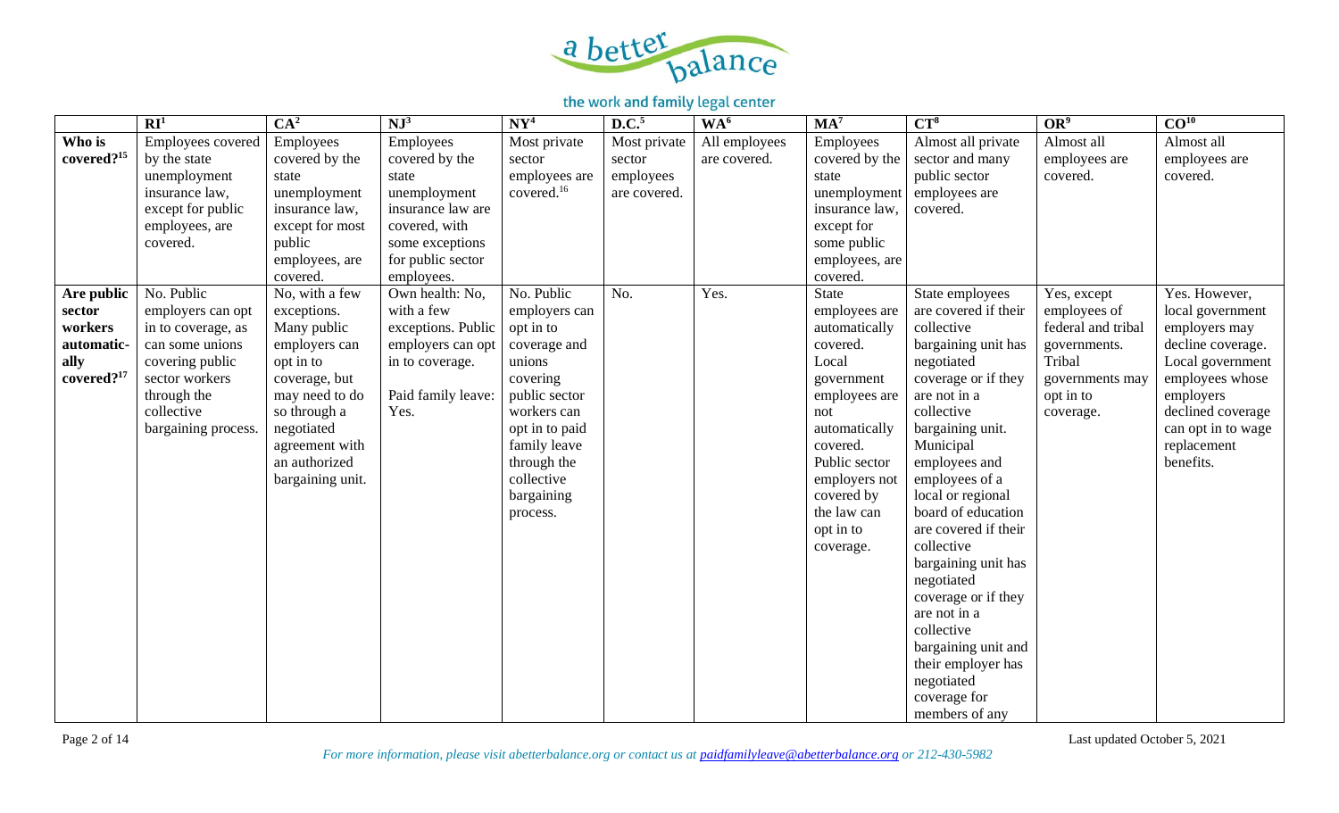| | RI[1] | CA[2] | NJ[3] | NY[4] | D.C.[5] | WA[6] | MA[7] | CT[8] | OR[9] | CO[10] |
|---|---|---|---|---|---|---|---|---|---|---|
| **Who is covered?[15]** | Employees covered by the state unemployment insurance law, except for public employees, are covered. | Employees covered by the state unemployment insurance law, except for most public employees, are covered. | Employees covered by the state unemployment insurance law are covered, with some exceptions for public sector employees. | Most private sector employees are covered.[16] | Most private sector employees are covered. | All employees are covered. | Employees covered by the state unemployment insurance law, except for some public employees, are covered. | Almost all private sector and many public sector employees are covered. | Almost all employees are covered. | Almost all employees are covered. |
| **Are public sector workers automatically covered?[17]** | No. Public employers can opt in to coverage, as can some unions covering public sector workers through the collective bargaining process. | No, with a few exceptions. Many public employers can opt in to coverage, but may need to do so through a negotiated agreement with an authorized bargaining unit. | Own health: No, with a few exceptions. Public employers can opt in to coverage. Paid family leave: Yes. | No. Public employers can opt in to coverage and unions covering public sector workers can opt in to paid family leave through the collective bargaining process. | No. | Yes. | State employees are automatically covered. Local government employees are not automatically covered. Public sector employers not covered by the law can opt in to coverage. | State employees are covered if their collective bargaining unit has negotiated coverage or if they are not in a collective bargaining unit. Municipal employees and employees of a local or regional board of education are covered if their collective bargaining unit has negotiated coverage or if they are not in a collective bargaining unit and their employer has negotiated coverage for members of any | Yes, except employees of federal and tribal governments. Tribal governments may opt in to coverage. | Yes. However, local government employers may decline coverage. Local government employees whose employers declined coverage can opt in to wage replacement benefits. |

*For more information, please visit abetterbalance.org or contact us at paidfamilyleave@abetterbalance.org or 212-430-5982*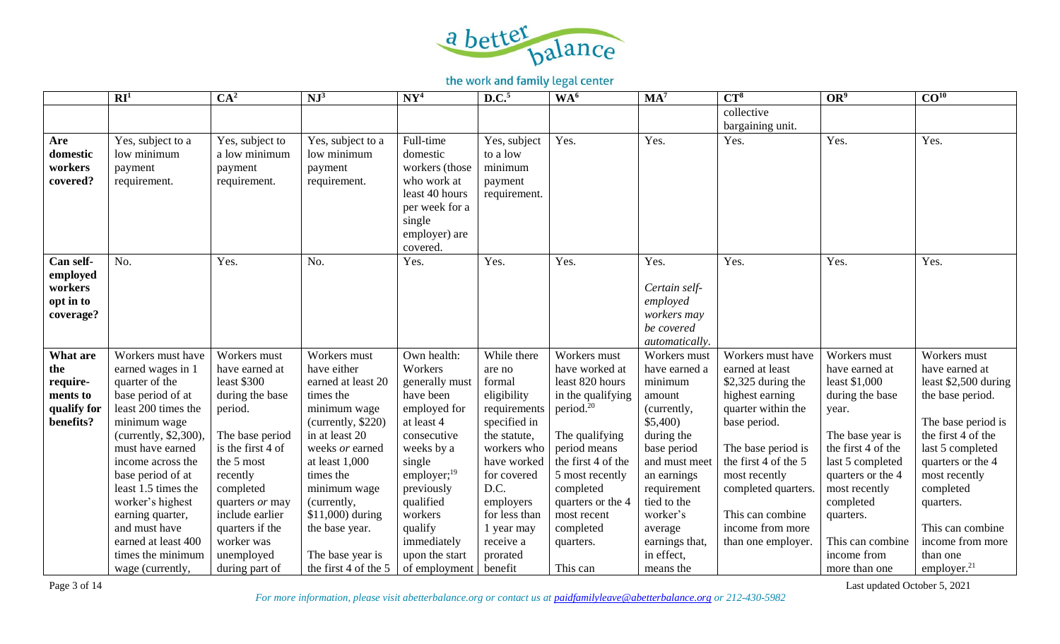| | RI[1] | CA[2] | NJ[3] | NY[4] | D.C.[5] | WA[6] | MA[7] | CT[8] | OR[9] | CO[10] |
|---|---|---|---|---|---|---|---|---|---|---|
| | | | | | | | | collective bargaining unit. | | |
| **Are domestic workers covered?** | Yes, subject to a low minimum payment requirement. | Yes, subject to a low minimum payment requirement. | Yes, subject to a low minimum payment requirement. | Full-time domestic workers (those who work at least 40 hours per week for a single employer) are covered. | Yes, subject to a low minimum payment requirement. | Yes. | Yes. | Yes. | Yes. | Yes. |
| **Can self-employed workers opt in to coverage?** | No. | Yes. | No. | Yes. | Yes. | Yes. | Yes.<br><br>*Certain self-employed workers may be covered automatically.* | Yes. | Yes. | Yes. |
| **What are the require-ments to qualify for benefits?** | Workers must have earned wages in 1 quarter of the base period of at least 200 times the minimum wage (currently, $2,300), must have earned income across the base period of at least 1.5 times the worker's highest earning quarter, and must have earned at least 400 times the minimum wage (currently, | Workers must have earned at least $300 during the base period.<br><br>The base period is the first 4 of the 5 most recently completed quarters *or* may include earlier quarters if the worker was unemployed during part of | Workers must have either earned at least 20 times the minimum wage (currently, $220) in at least 20 weeks *or* earned at least 1,000 times the minimum wage (currently, $11,000) during the base year.<br><br>The base year is the first 4 of the 5 | Own health: Workers generally must have been employed for at least 4 consecutive weeks by a single employer;[19] previously qualified workers qualify immediately upon the start of employment | While there are no formal eligibility requirements specified in the statute, workers who have worked for covered D.C. employers for less than 1 year may receive a prorated benefit | Workers must have worked at least 820 hours in the qualifying period.[20]<br><br>The qualifying period means the first 4 of the 5 most recently completed quarters or the 4 most recent completed quarters.<br><br>This can | Workers must have earned a minimum amount (currently, $5,400) during the base period and must meet an earnings requirement tied to the worker's average earnings that, in effect, means the | Workers must have earned at least $2,325 during the highest earning quarter within the base period.<br><br>The base period is the first 4 of the 5 most recently completed quarters.<br><br>This can combine income from more than one employer. | Workers must have earned at least $1,000 during the base year.<br><br>The base year is the first 4 of the last 5 completed quarters or the 4 most recently completed quarters.<br><br>This can combine income from more than one | Workers must have earned at least $2,500 during the base period.<br><br>The base period is the first 4 of the last 5 completed quarters or the 4 most recently completed quarters.<br><br>This can combine income from more than one employer.[21] |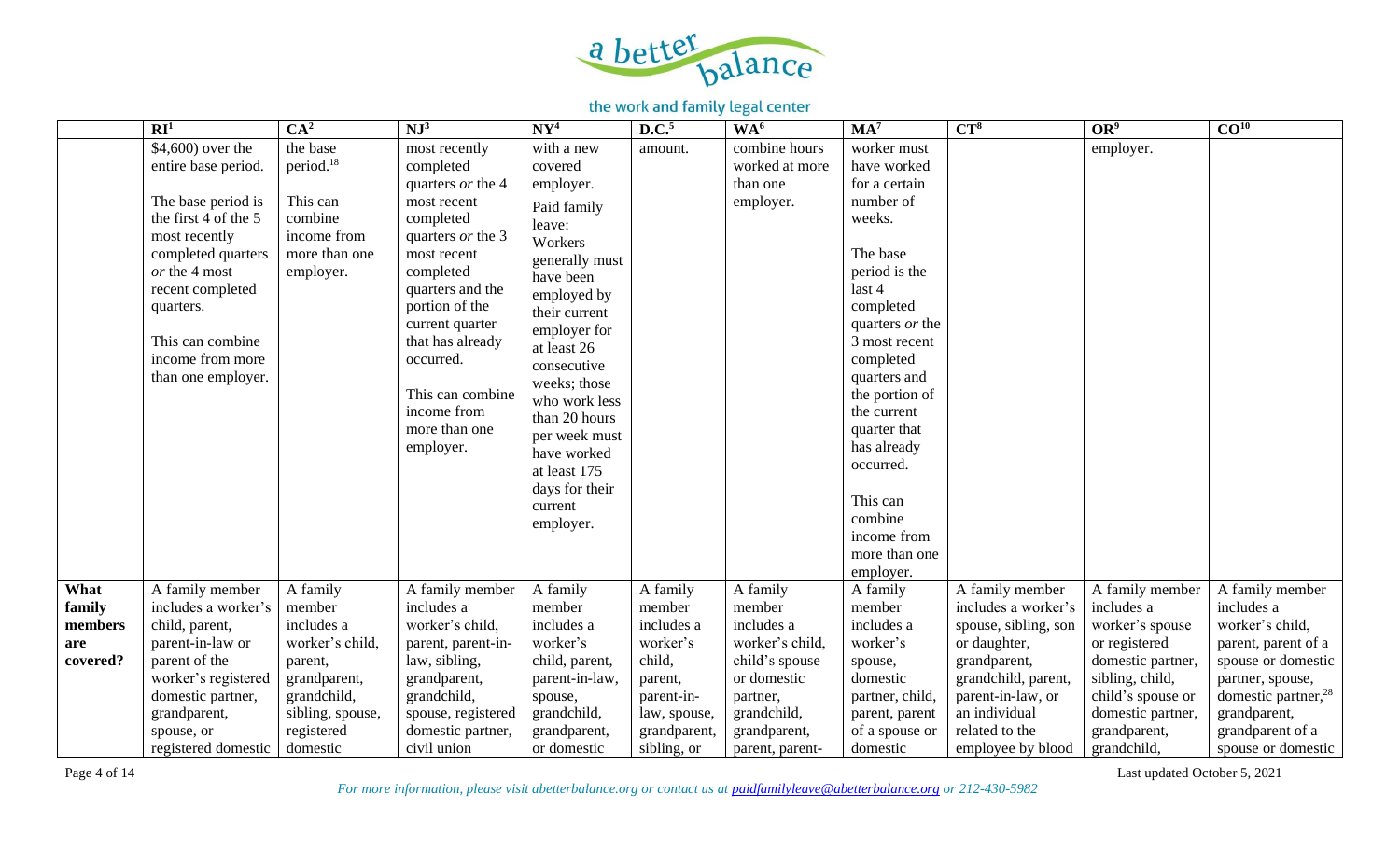| | RI[1] | CA[2] | NJ[3] | NY[4] | D.C.[5] | WA[6] | MA[7] | CT[8] | OR[9] | CO[10] |
|---|---|---|---|---|---|---|---|---|---|---|
| | $4,600) over the entire base period.<br><br>The base period is the first 4 of the 5 most recently completed quarters *or* the 4 most recent completed quarters.<br><br>This can combine income from more than one employer. | the base period.[18]<br><br>This can combine income from more than one employer. | most recently completed quarters *or* the 4 most recent completed quarters *or* the 3 most recent completed quarters and the portion of the current quarter that has already occurred.<br><br>This can combine income from more than one employer. | with a new covered employer.<br><br>Paid family leave: Workers generally must have been employed by their current employer for at least 26 consecutive weeks; those who work less than 20 hours per week must have worked at least 175 days for their current employer. | amount. | combine hours worked at more than one employer. | worker must have worked for a certain number of weeks.<br><br>The base period is the last 4 completed quarters *or* the 3 most recent completed quarters and the portion of the current quarter that has already occurred.<br><br>This can combine income from more than one employer. | | employer. | |
| **What family members are covered?** | A family member includes a worker's child, parent, parent-in-law or parent of the worker's registered domestic partner, grandparent, spouse, or registered domestic | A family member includes a worker's child, parent, grandparent, grandchild, sibling, spouse, registered domestic | A family member includes a worker's child, parent, parent-in-law, sibling, grandparent, grandchild, spouse, registered domestic partner, civil union | A family member includes a worker's child, parent, parent-in-law, spouse, grandchild, grandparent, or domestic | A family member includes a worker's child, parent, parent-in-law, spouse, grandparent, sibling, or | A family member includes a worker's child, child's spouse or domestic partner, grandchild, grandparent, parent, parent- | A family member includes a worker's spouse, domestic partner, child, parent, parent of a spouse or domestic | A family member includes a worker's spouse, sibling, son or daughter, grandparent, grandchild, parent, parent-in-law, or an individual related to the employee by blood | A family member includes a worker's spouse or registered domestic partner, sibling, child, child's spouse or domestic partner, grandparent, grandchild, | A family member includes a worker's child, parent, parent of a spouse or domestic partner, spouse, domestic partner,[28] grandparent, grandparent of a spouse or domestic |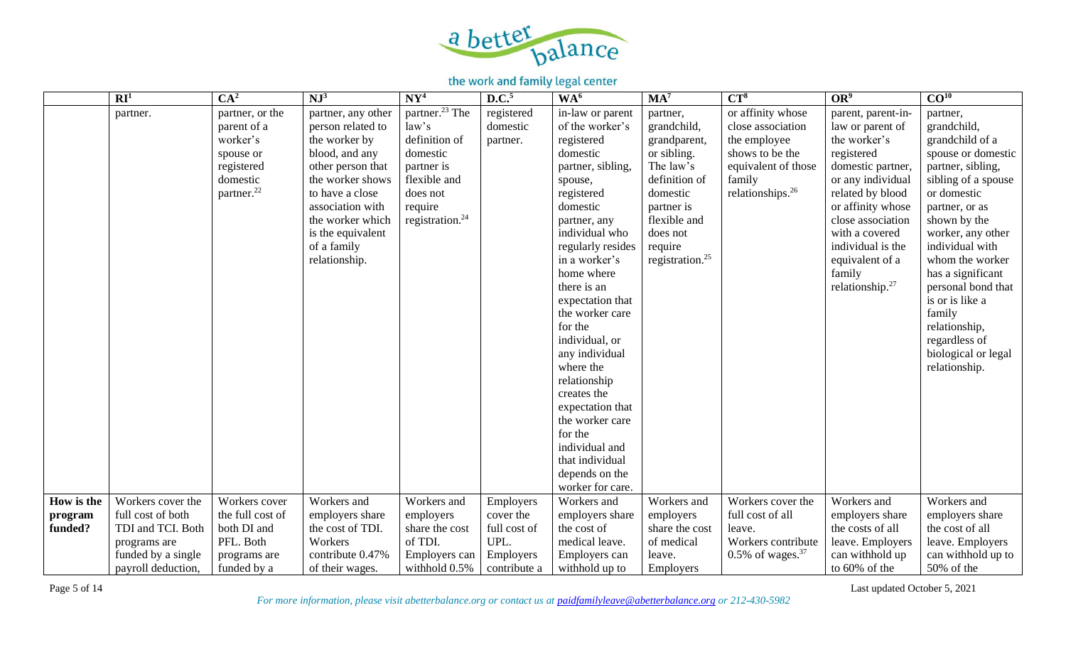| | RI[1] | CA[2] | NJ[3] | NY[4] | D.C.[5] | WA[6] | MA[7] | CT[8] | OR[9] | CO[10] |
|---|---|---|---|---|---|---|---|---|---|---|
| | partner. | partner, or the parent of a worker's spouse or registered domestic partner.[22] | partner, any other person related to the worker by blood, and any other person that the worker shows to have a close association with the worker which is the equivalent of a family relationship. | partner.[23] The law's definition of domestic partner is flexible and does not require registration.[24] | registered domestic partner. | in-law or parent of the worker's registered domestic partner, sibling, spouse, registered domestic partner, any individual who regularly resides in a worker's home where there is an expectation that the worker care for the individual, or any individual where the relationship creates the expectation that the worker care for the individual and that individual depends on the worker for care. | partner, grandchild, grandparent, or sibling. The law's definition of domestic partner is flexible and does not require registration.[25] | or affinity whose close association the employee shows to be the equivalent of those family relationships.[26] | parent, parent-in-law or parent of the worker's registered domestic partner, or any individual related by blood or affinity whose close association with a covered individual is the equivalent of a family relationship.[27] | partner, grandchild, grandchild of a spouse or domestic partner, sibling, sibling of a spouse or domestic partner, or as shown by the worker, any other individual with whom the worker has a significant personal bond that is or is like a family relationship, regardless of biological or legal relationship. |
| **How is the program funded?** | Workers cover the full cost of both TDI and TCI. Both programs are funded by a single payroll deduction, | Workers cover the full cost of both DI and PFL. Both programs are funded by a | Workers and employers share the cost of TDI. Workers contribute 0.47% of their wages. | Workers and employers share the cost of TDI. Employers can withhold 0.5% | Employers cover the full cost of UPL. Employers contribute a | Workers and employers share the cost of medical leave. Employers can withhold up to | Workers and employers share the cost of medical leave. Employers | Workers cover the full cost of all leave. Workers contribute 0.5% of wages.[37] | Workers and employers share the costs of all leave. Employers can withhold up to 60% of the | Workers and employers share the cost of all leave. Employers can withhold up to 50% of the |

*For more information, please visit abetterbalance.org or contact us at paidfamilyleave@abetterbalance.org or 212-430-5982*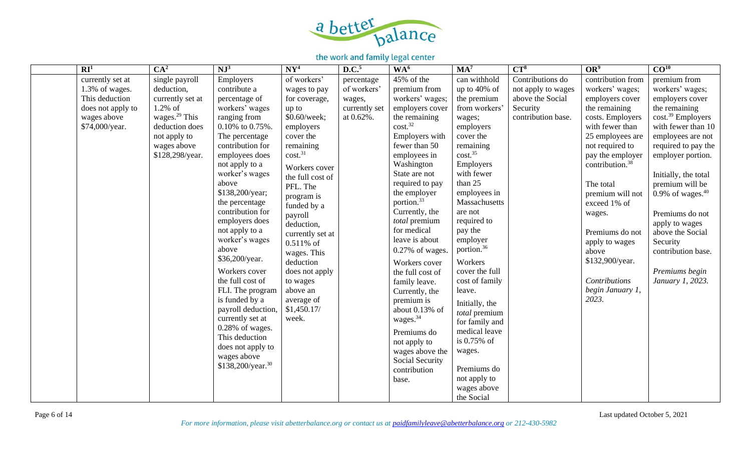| | RI[1] | CA[2] | NJ[3] | NY[4] | D.C.[5] | WA[6] | MA[7] | CT[8] | OR[9] | CO[10] |
|---|---|---|---|---|---|---|---|---|---|---|
| | currently set at 1.3% of wages. This deduction does not apply to wages above $74,000/year. | single payroll deduction, currently set at 1.2% of wages.[29] This deduction does not apply to wages above $128,298/year. | Employers contribute a percentage of workers' wages ranging from 0.10% to 0.75%. The percentage contribution for employees does not apply to a worker's wages above $138,200/year; the percentage contribution for employers does not apply to a worker's wages above $36,200/year.<br><br>Workers cover the full cost of FLI. The program is funded by a payroll deduction, currently set at 0.28% of wages. This deduction does not apply to wages above $138,200/year.[30] | of workers' wages to pay for coverage, up to $0.60/week; employers cover the remaining cost.[31]<br><br>Workers cover the full cost of PFL. The program is funded by a payroll deduction, currently set at 0.511% of wages. This deduction does not apply to wages above an average of $1,450.17/ week. | percentage of workers' wages, currently set at 0.62%. | 45% of the premium from workers' wages; employers cover the remaining cost.[32] Employers with fewer than 50 employees in Washington State are not required to pay the employer portion.[33] Currently, the *total* premium for medical leave is about 0.27% of wages.<br><br>Workers cover the full cost of family leave. Currently, the premium is about 0.13% of wages.[34]<br><br>Premiums do not apply to wages above the Social Security contribution base. | can withhold up to 40% of the premium from workers' wages; employers cover the remaining cost.[35] Employers with fewer than 25 employees in Massachusetts are not required to pay the employer portion.[36]<br><br>Workers cover the full cost of family leave.<br><br>Initially, the *total* premium for family and medical leave is 0.75% of wages.<br><br>Premiums do not apply to wages above the Social | Contributions do not apply to wages above the Social Security contribution base. | contribution from workers' wages; employers cover the remaining costs. Employers with fewer than 25 employees are not required to pay the employer contribution.[38]<br><br>The total premium will not exceed 1% of wages.<br><br>Premiums do not apply to wages above $132,900/year.<br><br>*Contributions begin January 1, 2023.* | premium from workers' wages; employers cover the remaining cost.[39] Employers with fewer than 10 employees are not required to pay the employer portion.<br><br>Initially, the total premium will be 0.9% of wages.[40]<br><br>Premiums do not apply to wages above the Social Security contribution base.<br><br>*Premiums begin January 1, 2023.* |

Last updated October 5, 2021

*For more information, please visit abetterbalance.org or contact us at paidfamilyleave@abetterbalance.org or 212-430-5982*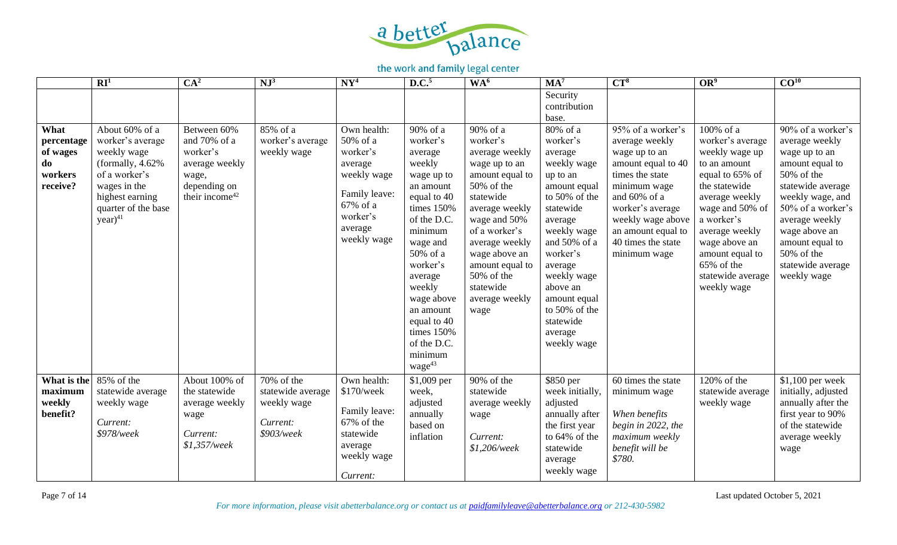| | RI[1] | CA[2] | NJ[3] | NY[4] | D.C.[5] | WA[6] | MA[7] | CT[8] | OR[9] | CO[10] |
|---|---|---|---|---|---|---|---|---|---|---|
| | | | | | | | Security contribution base. | | | |
| **What percentage of wages do workers receive?** | About 60% of a worker's average weekly wage (formally, 4.62% of a worker's wages in the highest earning quarter of the base year)[41] | Between 60% and 70% of a worker's average weekly wage, depending on their income[42] | 85% of a worker's average weekly wage | Own health: 50% of a worker's average weekly wage<br><br>Family leave: 67% of a worker's average weekly wage | 90% of a worker's average weekly wage up to an amount equal to 40 times 150% of the D.C. minimum wage and 50% of a worker's average weekly wage above an amount equal to 40 times 150% of the D.C. minimum wage[43] | 90% of a worker's average weekly wage up to an amount equal to 50% of the statewide average weekly wage and 50% of a worker's average weekly wage above an amount equal to 50% of the statewide average weekly wage | 80% of a worker's average weekly wage up to an amount equal to 50% of the statewide average weekly wage and 50% of a worker's average weekly wage above an amount equal to 50% of the statewide average weekly wage | 95% of a worker's average weekly wage up to an amount equal to 40 times the state minimum wage and 60% of a worker's average weekly wage above an amount equal to 40 times the state minimum wage | 100% of a worker's average weekly wage up to an amount equal to 65% of the statewide average weekly wage and 50% of a worker's average weekly wage above an amount equal to 65% of the statewide average weekly wage | 90% of a worker's average weekly wage up to an amount equal to 50% of the statewide average weekly wage, and 50% of a worker's average weekly wage above an amount equal to 50% of the statewide average weekly wage |
| **What is the maximum weekly benefit?** | 85% of the statewide average weekly wage<br><br>*Current: $978/week* | About 100% of the statewide average weekly wage<br><br>*Current: $1,357/week* | 70% of the statewide average weekly wage<br><br>*Current: $903/week* | Own health: $170/week<br><br>Family leave: 67% of the statewide average weekly wage<br><br>*Current:* | $1,009 per week, adjusted annually based on inflation | 90% of the statewide average weekly wage<br><br>*Current: $1,206/week* | $850 per week initially, adjusted annually after the first year to 64% of the statewide average weekly wage | 60 times the state minimum wage<br><br>*When benefits begin in 2022, the maximum weekly benefit will be $780.* | 120% of the statewide average weekly wage | $1,100 per week initially, adjusted annually after the first year to 90% of the statewide average weekly wage |

*For more information, please visit abetterbalance.org or contact us at paidfamilyleave@abetterbalance.org or 212-430-5982*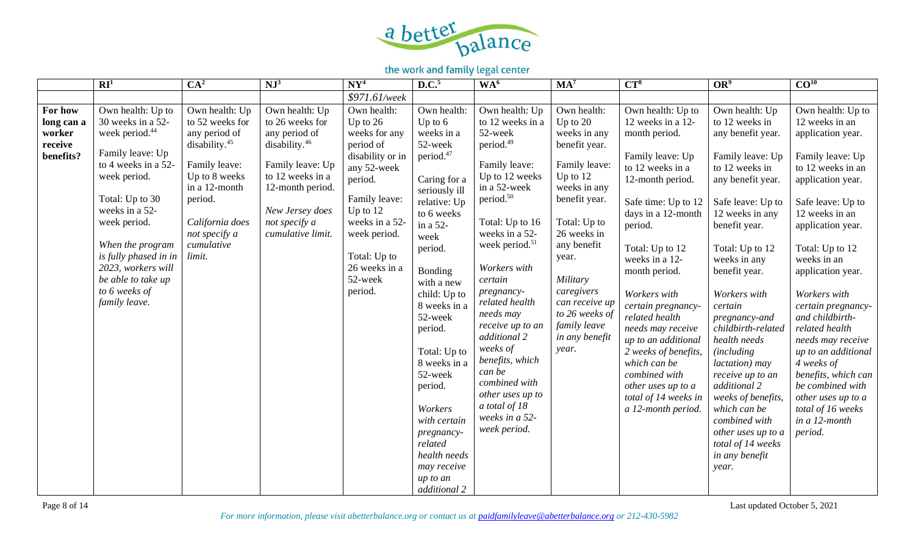| | RI[1] | CA[2] | NJ[3] | NY[4] | D.C.[5] | WA[6] | MA[7] | CT[8] | OR[9] | CO[10] |
|---|---|---|---|---|---|---|---|---|---|---|
| | | | | *$971.61/week* | | | | | | |
| **For how long can a worker receive benefits?** | Own health: Up to 30 weeks in a 52-week period.[44]<br><br>Family leave: Up to 4 weeks in a 52-week period.<br><br>Total: Up to 30 weeks in a 52-week period.<br><br>*When the program is fully phased in in 2023, workers will be able to take up to 6 weeks of family leave.* | Own health: Up to 52 weeks for any period of disability.[45]<br><br>Family leave: Up to 8 weeks in a 12-month period.<br><br>*California does not specify a cumulative limit.* | Own health: Up to 26 weeks for any period of disability.[46]<br><br>Family leave: Up to 12 weeks in a 12-month period.<br><br>*New Jersey does not specify a cumulative limit.* | Own health: Up to 26 weeks for any period of disability or in any 52-week period.<br><br>Family leave: Up to 12 weeks in a 52-week period.<br><br>Total: Up to 26 weeks in a 52-week period. | Own health: Up to 6 weeks in a 52-week period.[47]<br><br>Caring for a seriously ill relative: Up to 6 weeks in a 52-week period.<br><br>Bonding with a new child: Up to 8 weeks in a 52-week period.<br><br>Total: Up to 8 weeks in a 52-week period.<br><br>*Workers with certain pregnancy-related health needs may receive up to an additional 2* | Own health: Up to 12 weeks in a 52-week period.[49]<br><br>Family leave: Up to 12 weeks in a 52-week period.[50]<br><br>Total: Up to 16 weeks in a 52-week period.[51]<br><br>*Workers with certain pregnancy-related health needs may receive up to an additional 2 weeks of benefits, which can be combined with other uses up to a total of 18 weeks in a 52-week period.* | Own health: Up to 20 weeks in any benefit year.<br><br>Family leave: Up to 12 weeks in any benefit year.<br><br>Total: Up to 26 weeks in any benefit year.<br><br>*Military caregivers can receive up to 26 weeks of family leave in any benefit year.* | Own health: Up to 12 weeks in a 12-month period.<br><br>Family leave: Up to 12 weeks in a 12-month period.<br><br>Safe time: Up to 12 days in a 12-month period.<br><br>Total: Up to 12 weeks in a 12-month period.<br><br>*Workers with certain pregnancy-related health needs may receive up to an additional 2 weeks of benefits, which can be combined with other uses up to a total of 14 weeks in a 12-month period.* | Own health: Up to 12 weeks in any benefit year.<br><br>Family leave: Up to 12 weeks in any benefit year.<br><br>Safe leave: Up to 12 weeks in any benefit year.<br><br>Total: Up to 12 weeks in any benefit year.<br><br>*Workers with certain pregnancy-and childbirth-related health needs (including lactation) may receive up to an additional 2 weeks of benefits, which can be combined with other uses up to a total of 14 weeks in any benefit year.* | Own health: Up to 12 weeks in an application year.<br><br>Family leave: Up to 12 weeks in an application year.<br><br>Safe leave: Up to 12 weeks in an application year.<br><br>Total: Up to 12 weeks in an application year.<br><br>*Workers with certain pregnancy- and childbirth-related health needs may receive up to an additional 4 weeks of benefits, which can be combined with other uses up to a total of 16 weeks in a 12-month period.* |

*For more information, please visit abetterbalance.org or contact us at paidfamilyleave@abetterbalance.org or 212-430-5982*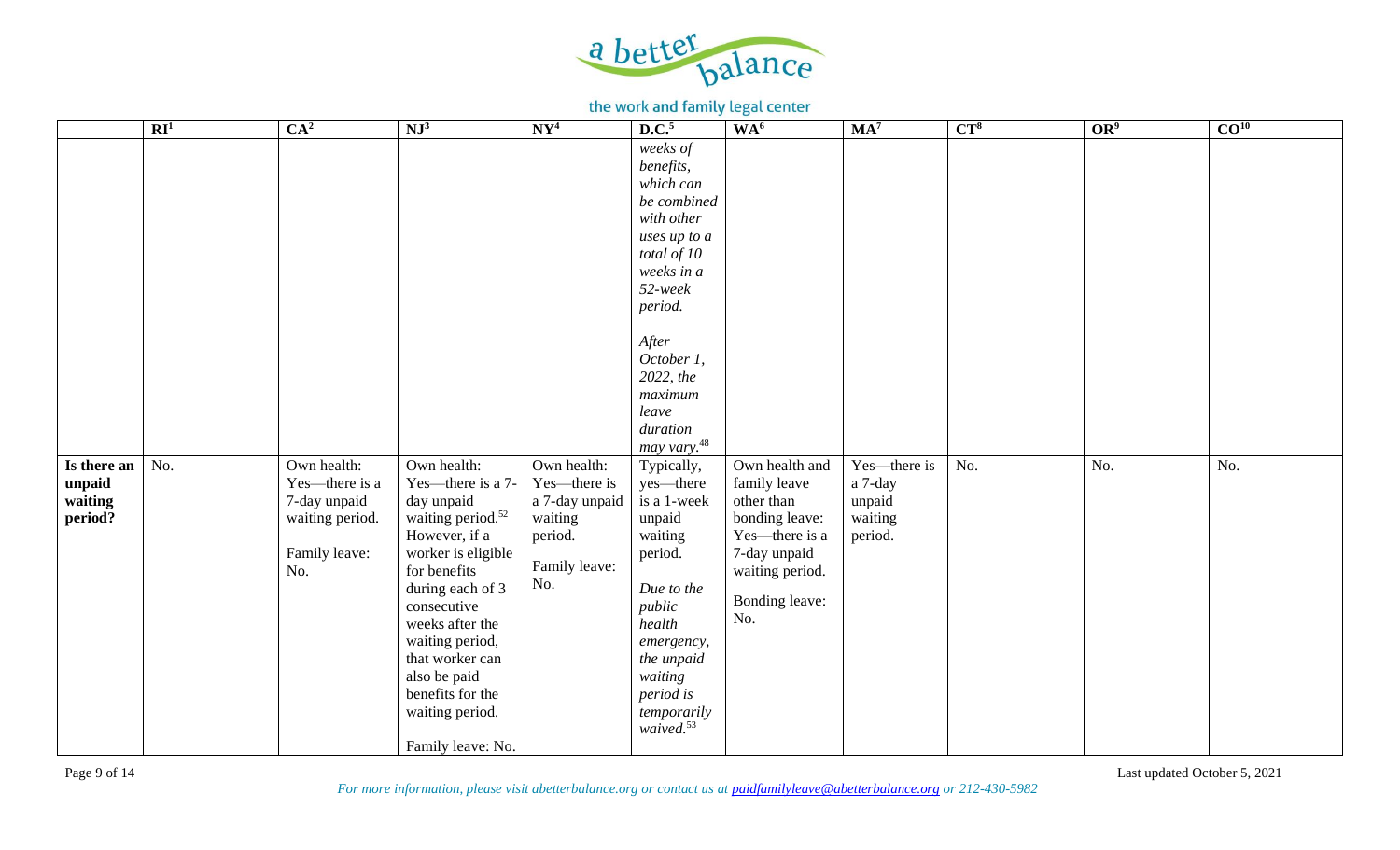| | RI[1] | CA[2] | NJ[3] | NY[4] | D.C.[5] | WA[6] | MA[7] | CT[8] | OR[9] | CO[10] |
|---|---|---|---|---|---|---|---|---|---|---|
| | | | | | *weeks of benefits, which can be combined with other uses up to a total of 10 weeks in a 52-week period.* *After October 1, 2022, the maximum leave duration may vary.*[48] | | | | | |
| **Is there an unpaid waiting period?** | No. | Own health: Yes—there is a 7-day unpaid waiting period. Family leave: No. | Own health: Yes—there is a 7-day unpaid waiting period.[52] However, if a worker is eligible for benefits during each of 3 consecutive weeks after the waiting period, that worker can also be paid benefits for the waiting period. Family leave: No. | Own health: Yes—there is a 7-day unpaid waiting period. Family leave: No. | Typically, yes—there is a 1-week unpaid waiting period. *Due to the public health emergency, the unpaid waiting period is temporarily waived.*[53] | Own health and family leave other than bonding leave: Yes—there is a 7-day unpaid waiting period. Bonding leave: No. | Yes—there is a 7-day unpaid waiting period. | No. | No. | No. |

Last updated October 5, 2021

*For more information, please visit abetterbalance.org or contact us at paidfamilyleave@abetterbalance.org or 212-430-5982*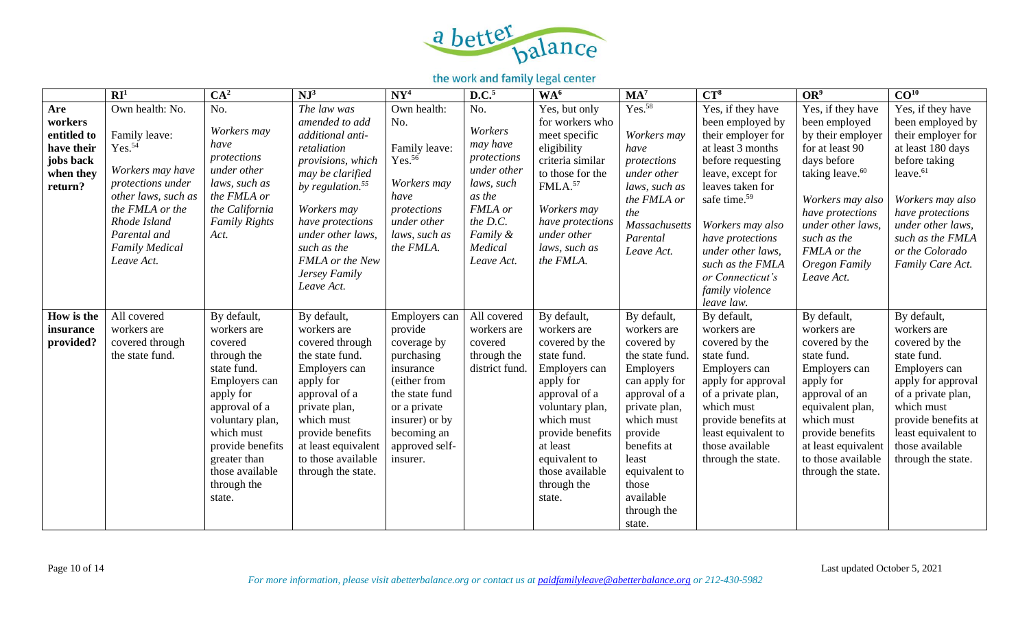| | RI[1] | CA[2] | NJ[3] | NY[4] | D.C.[5] | WA[6] | MA[7] | CT[8] | OR[9] | CO[10] |
|---|---|---|---|---|---|---|---|---|---|---|
| **Are workers entitled to have their jobs back when they return?** | Own health: No.<br><br>Family leave: Yes.[54]<br><br>*Workers may have protections under other laws, such as the FMLA or the Rhode Island Parental and Family Medical Leave Act.* | No.<br><br>*Workers may have protections under other laws, such as the FMLA or the California Family Rights Act.* | *The law was amended to add additional anti-retaliation provisions, which may be clarified by regulation.*[55]<br><br>*Workers may have protections under other laws, such as the FMLA or the New Jersey Family Leave Act.* | Own health: No.<br><br>Family leave: Yes.[56]<br><br>*Workers may have protections under other laws, such as the FMLA.* | No.<br><br>*Workers may have protections under other laws, such as the FMLA or the D.C. Family & Medical Leave Act.* | Yes, but only for workers who meet specific eligibility criteria similar to those for the FMLA.[57]<br><br>*Workers may have protections under other laws, such as the FMLA.* | Yes.[58]<br><br>*Workers may have protections under other laws, such as the FMLA or the Massachusetts Parental Leave Act.* | Yes, if they have been employed by their employer for at least 3 months before requesting leave, except for leaves taken for safe time.[59]<br><br>*Workers may also have protections under other laws, such as the FMLA or Connecticut's family violence leave law.* | Yes, if they have been employed by their employer for at least 90 days before taking leave.[60]<br><br>*Workers may also have protections under other laws, such as the FMLA or the Oregon Family Leave Act.* | Yes, if they have been employed by their employer for at least 180 days before taking leave.[61]<br><br>*Workers may also have protections under other laws, such as the FMLA or the Colorado Family Care Act.* |
| **How is the insurance provided?** | All covered workers are covered through the state fund. | By default, workers are covered through the state fund. Employers can apply for approval of a voluntary plan, which must provide benefits greater than those available through the state. | By default, workers are covered through the state fund. Employers can apply for approval of a private plan, which must provide benefits at least equivalent to those available through the state. | Employers can provide coverage by purchasing insurance (either from the state fund or a private insurer) or by becoming an approved self-insurer. | All covered workers are covered through the district fund. | By default, workers are covered by the state fund. Employers can apply for approval of a voluntary plan, which must provide benefits at least equivalent to those available through the state. | By default, workers are covered by the state fund. Employers can apply for approval of a private plan, which must provide benefits at least equivalent to those available through the state. | By default, workers are covered by the state fund. Employers can apply for approval of a private plan, which must provide benefits at least equivalent to those available through the state. | By default, workers are covered by the state fund. Employers can apply for approval of an equivalent plan, which must provide benefits at least equivalent to those available through the state. | By default, workers are covered by the state fund. Employers can apply for approval of a private plan, which must provide benefits at least equivalent to those available through the state. |

*For more information, please visit abetterbalance.org or contact us at paidfamilyleave@abetterbalance.org or 212-430-5982*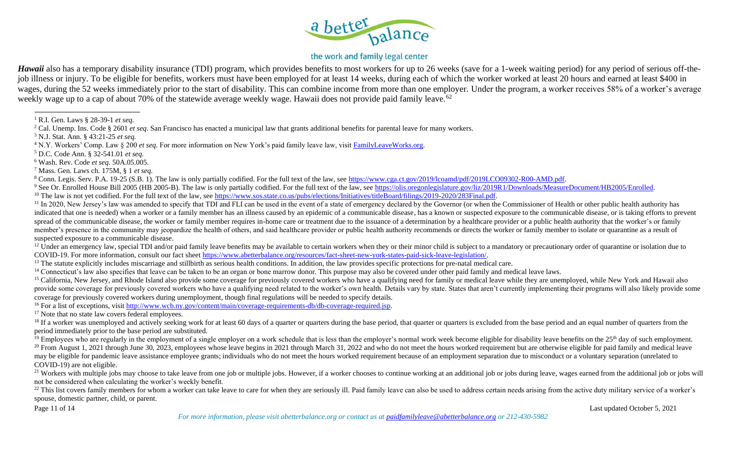***Hawaii*** also has a temporary disability insurance (TDI) program, which provides benefits to most workers for up to 26 weeks (save for a 1-week waiting period) for any period of serious off-the-job illness or injury. To be eligible for benefits, workers must have been employed for at least 14 weeks, during each of which the worker worked at least 20 hours and earned at least $400 in wages, during the 52 weeks immediately prior to the start of disability. This can combine income from more than one employer. Under the program, a worker receives 58% of a worker's average weekly wage up to a cap of about 70% of the statewide average weekly wage. Hawaii does not provide paid family leave.[62]

---

[1] R.I. Gen. Laws § 28-39-1 *et seq.*

[2] Cal. Unemp. Ins. Code § 2601 *et seq*. San Francisco has enacted a municipal law that grants additional benefits for parental leave for many workers.

[3] N.J. Stat. Ann. § 43:21-25 *et seq.*

[4] N.Y. Workers' Comp. Law § 200 *et seq.* For more information on New York's paid family leave law, visit [FamilyLeaveWorks.org](FamilyLeaveWorks.org).

[5] D.C. Code Ann. § 32-541.01 *et seq.*

[6] Wash. Rev. Code *et seq.* 50A.05.005.

[7] Mass. Gen. Laws ch. 175M, § 1 *et seq.*

[8] Conn. Legis. Serv. P.A. 19-25 (S.B. 1). The law is only partially codified. For the full text of the law, see https://www.cga.ct.gov/2019/lcoamd/pdf/2019LCO09302-R00-AMD.pdf.

[9] See Or. Enrolled House Bill 2005 (HB 2005-B). The law is only partially codified. For the full text of the law, see https://olis.oregonlegislature.gov/liz/2019R1/Downloads/MeasureDocument/HB2005/Enrolled.

[10] The law is not yet codified. For the full text of the law, see https://www.sos.state.co.us/pubs/elections/Initiatives/titleBoard/filings/2019-2020/283Final.pdf.

[11] In 2020, New Jersey's law was amended to specify that TDI and FLI can be used in the event of a state of emergency declared by the Governor (or when the Commissioner of Health or other public health authority has indicated that one is needed) when a worker or a family member has an illness caused by an epidemic of a communicable disease, has a known or suspected exposure to the communicable disease, or is taking efforts to prevent spread of the communicable disease, the worker or family member requires in-home care or treatment due to the issuance of a determination by a healthcare provider or a public health authority that the worker's or family member's presence in the community may jeopardize the health of others, and said healthcare provider or public health authority recommends or directs the worker or family member to isolate or quarantine as a result of suspected exposure to a communicable disease.

[12] Under an emergency law, special TDI and/or paid family leave benefits may be available to certain workers when they or their minor child is subject to a mandatory or precautionary order of quarantine or isolation due to COVID-19. For more information, consult our fact sheet https://www.abetterbalance.org/resources/fact-sheet-new-york-states-paid-sick-leave-legislation/.

[13] The statute explicitly includes miscarriage and stillbirth as serious health conditions. In addition, the law provides specific protections for pre-natal medical care.

[14] Connecticut's law also specifies that leave can be taken to be an organ or bone marrow donor. This purpose may also be covered under other paid family and medical leave laws.

[15] California, New Jersey, and Rhode Island also provide some coverage for previously covered workers who have a qualifying need for family or medical leave while they are unemployed, while New York and Hawaii also provide some coverage for previously covered workers who have a qualifying need related to the worker's own health. Details vary by state. States that aren't currently implementing their programs will also likely provide some coverage for previously covered workers during unemployment, though final regulations will be needed to specify details.

[16] For a list of exceptions, visit http://www.wcb.ny.gov/content/main/coverage-requirements-db/db-coverage-required.jsp.

[17] Note that no state law covers federal employees.

[18] If a worker was unemployed and actively seeking work for at least 60 days of a quarter or quarters during the base period, that quarter or quarters is excluded from the base period and an equal number of quarters from the period immediately prior to the base period are substituted.

[19] Employees who are regularly in the employment of a single employer on a work schedule that is less than the employer's normal work week become eligible for disability leave benefits on the 25th day of such employment.

[20] From August 1, 2021 through June 30, 2023, employees whose leave begins in 2021 through March 31, 2022 and who do not meet the hours worked requirement but are otherwise eligible for paid family and medical leave may be eligible for pandemic leave assistance employee grants; individuals who do not meet the hours worked requirement because of an employment separation due to misconduct or a voluntary separation (unrelated to COVID-19) are not eligible.

[21] Workers with multiple jobs may choose to take leave from one job or multiple jobs. However, if a worker chooses to continue working at an additional job or jobs during leave, wages earned from the additional job or jobs will not be considered when calculating the worker's weekly benefit.

[22] This list covers family members for whom a worker can take leave to care for when they are seriously ill. Paid family leave can also be used to address certain needs arising from the active duty military service of a worker's spouse, domestic partner, child, or parent.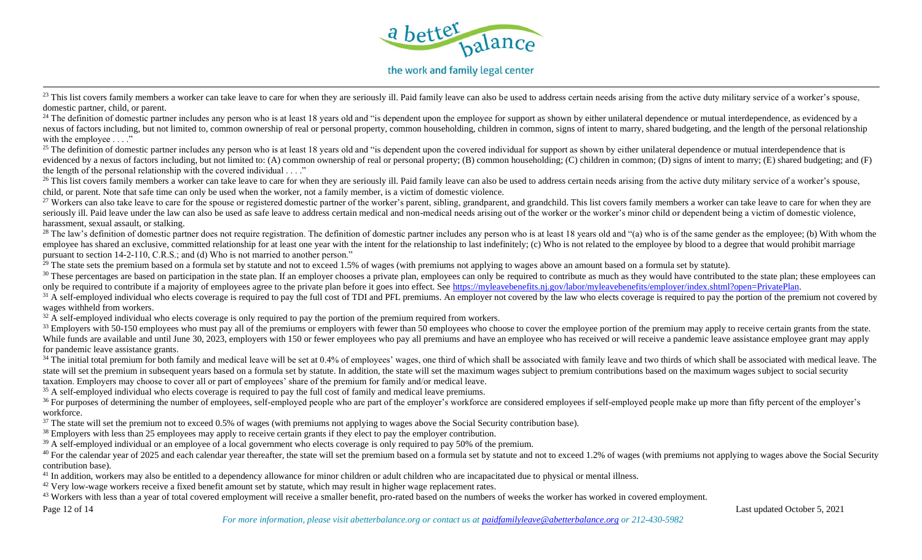[23] This list covers family members a worker can take leave to care for when they are seriously ill. Paid family leave can also be used to address certain needs arising from the active duty military service of a worker's spouse, domestic partner, child, or parent.

[24] The definition of domestic partner includes any person who is at least 18 years old and "is dependent upon the employee for support as shown by either unilateral dependence or mutual interdependence, as evidenced by a nexus of factors including, but not limited to, common ownership of real or personal property, common householding, children in common, signs of intent to marry, shared budgeting, and the length of the personal relationship with the employee . . . ."

[25] The definition of domestic partner includes any person who is at least 18 years old and "is dependent upon the covered individual for support as shown by either unilateral dependence or mutual interdependence that is evidenced by a nexus of factors including, but not limited to: (A) common ownership of real or personal property; (B) common householding; (C) children in common; (D) signs of intent to marry; (E) shared budgeting; and (F) the length of the personal relationship with the covered individual . . . ."

[26] This list covers family members a worker can take leave to care for when they are seriously ill. Paid family leave can also be used to address certain needs arising from the active duty military service of a worker's spouse, child, or parent. Note that safe time can only be used when the worker, not a family member, is a victim of domestic violence.

[27] Workers can also take leave to care for the spouse or registered domestic partner of the worker's parent, sibling, grandparent, and grandchild. This list covers family members a worker can take leave to care for when they are seriously ill. Paid leave under the law can also be used as safe leave to address certain medical and non-medical needs arising out of the worker or the worker's minor child or dependent being a victim of domestic violence, harassment, sexual assault, or stalking.

[28] The law's definition of domestic partner does not require registration. The definition of domestic partner includes any person who is at least 18 years old and "(a) who is of the same gender as the employee; (b) With whom the employee has shared an exclusive, committed relationship for at least one year with the intent for the relationship to last indefinitely; (c) Who is not related to the employee by blood to a degree that would prohibit marriage pursuant to section 14-2-110, C.R.S.; and (d) Who is not married to another person."

[29] The state sets the premium based on a formula set by statute and not to exceed 1.5% of wages (with premiums not applying to wages above an amount based on a formula set by statute).

[30] These percentages are based on participation in the state plan. If an employer chooses a private plan, employees can only be required to contribute as much as they would have contributed to the state plan; these employees can only be required to contribute if a majority of employees agree to the private plan before it goes into effect. See https://myleavebenefits.nj.gov/labor/myleavebenefits/employer/index.shtml?open=PrivatePlan.

[31] A self-employed individual who elects coverage is required to pay the full cost of TDI and PFL premiums. An employer not covered by the law who elects coverage is required to pay the portion of the premium not covered by wages withheld from workers.

[32] A self-employed individual who elects coverage is only required to pay the portion of the premium required from workers.

[33] Employers with 50-150 employees who must pay all of the premiums or employers with fewer than 50 employees who choose to cover the employee portion of the premium may apply to receive certain grants from the state. While funds are available and until June 30, 2023, employers with 150 or fewer employees who pay all premiums and have an employee who has received or will receive a pandemic leave assistance employee grant may apply for pandemic leave assistance grants.

[34] The initial total premium for both family and medical leave will be set at 0.4% of employees' wages, one third of which shall be associated with family leave and two thirds of which shall be associated with medical leave. The state will set the premium in subsequent years based on a formula set by statute. In addition, the state will set the maximum wages subject to premium contributions based on the maximum wages subject to social security taxation. Employers may choose to cover all or part of employees' share of the premium for family and/or medical leave.

[35] A self-employed individual who elects coverage is required to pay the full cost of family and medical leave premiums.

[36] For purposes of determining the number of employees, self-employed people who are part of the employer's workforce are considered employees if self-employed people make up more than fifty percent of the employer's workforce.

[37] The state will set the premium not to exceed 0.5% of wages (with premiums not applying to wages above the Social Security contribution base).

[38] Employers with less than 25 employees may apply to receive certain grants if they elect to pay the employer contribution.

[39] A self-employed individual or an employee of a local government who elects coverage is only required to pay 50% of the premium.

[40] For the calendar year of 2025 and each calendar year thereafter, the state will set the premium based on a formula set by statute and not to exceed 1.2% of wages (with premiums not applying to wages above the Social Security contribution base).

[41] In addition, workers may also be entitled to a dependency allowance for minor children or adult children who are incapacitated due to physical or mental illness.

[42] Very low-wage workers receive a fixed benefit amount set by statute, which may result in higher wage replacement rates.

[43] Workers with less than a year of total covered employment will receive a smaller benefit, pro-rated based on the numbers of weeks the worker has worked in covered employment.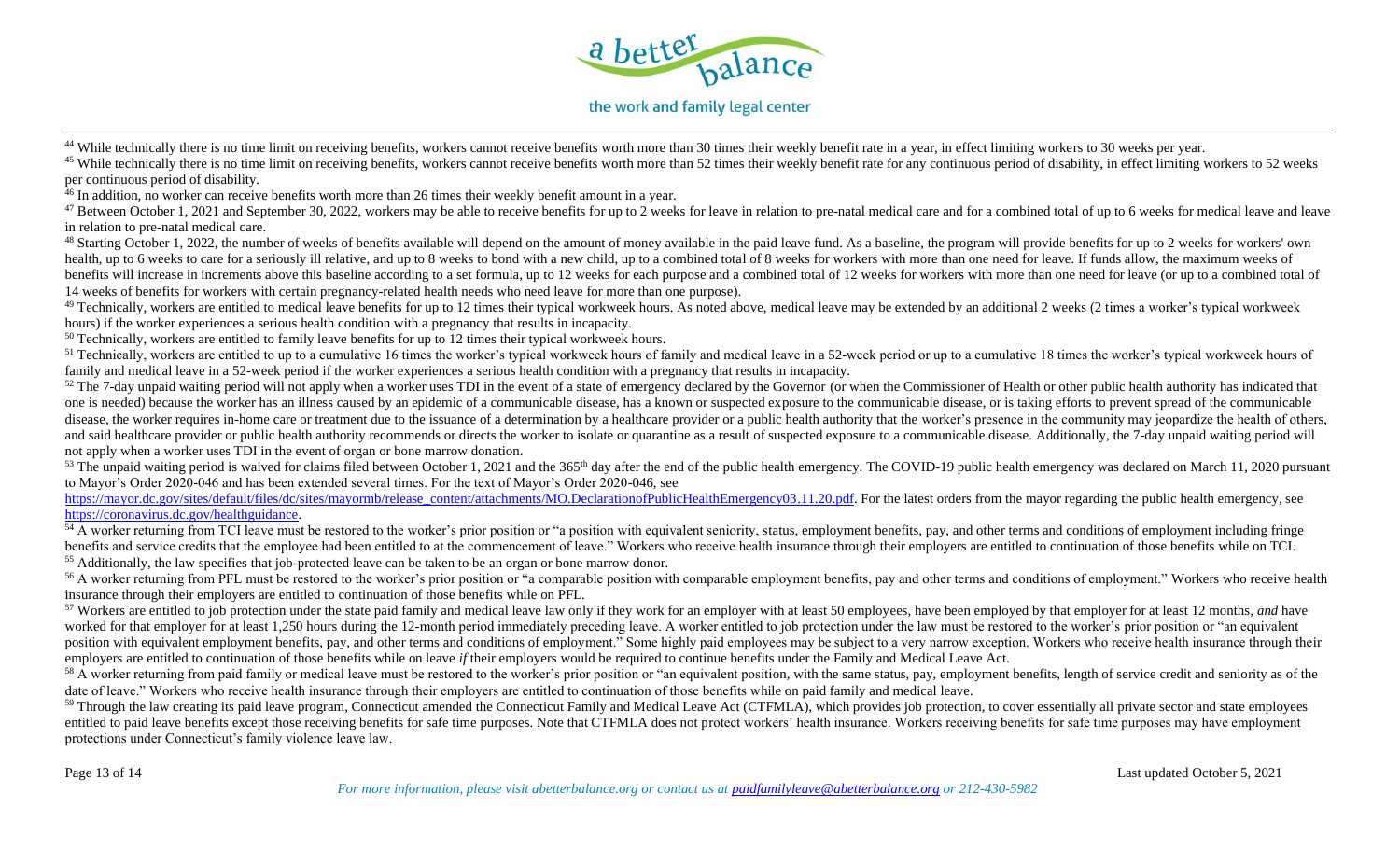[44] While technically there is no time limit on receiving benefits, workers cannot receive benefits worth more than 30 times their weekly benefit rate in a year, in effect limiting workers to 30 weeks per year.

[45] While technically there is no time limit on receiving benefits, workers cannot receive benefits worth more than 52 times their weekly benefit rate for any continuous period of disability, in effect limiting workers to 52 weeks per continuous period of disability.

[46] In addition, no worker can receive benefits worth more than 26 times their weekly benefit amount in a year.

[47] Between October 1, 2021 and September 30, 2022, workers may be able to receive benefits for up to 2 weeks for leave in relation to pre-natal medical care and for a combined total of up to 6 weeks for medical leave and leave in relation to pre-natal medical care.

[48] Starting October 1, 2022, the number of weeks of benefits available will depend on the amount of money available in the paid leave fund. As a baseline, the program will provide benefits for up to 2 weeks for workers' own health, up to 6 weeks to care for a seriously ill relative, and up to 8 weeks to bond with a new child, up to a combined total of 8 weeks for workers with more than one need for leave. If funds allow, the maximum weeks of benefits will increase in increments above this baseline according to a set formula, up to 12 weeks for each purpose and a combined total of 12 weeks for workers with more than one need for leave (or up to a combined total of 14 weeks of benefits for workers with certain pregnancy-related health needs who need leave for more than one purpose).

[49] Technically, workers are entitled to medical leave benefits for up to 12 times their typical workweek hours. As noted above, medical leave may be extended by an additional 2 weeks (2 times a worker's typical workweek hours) if the worker experiences a serious health condition with a pregnancy that results in incapacity.

[50] Technically, workers are entitled to family leave benefits for up to 12 times their typical workweek hours.

[51] Technically, workers are entitled to up to a cumulative 16 times the worker's typical workweek hours of family and medical leave in a 52-week period or up to a cumulative 18 times the worker's typical workweek hours of family and medical leave in a 52-week period if the worker experiences a serious health condition with a pregnancy that results in incapacity.

[52] The 7-day unpaid waiting period will not apply when a worker uses TDI in the event of a state of emergency declared by the Governor (or when the Commissioner of Health or other public health authority has indicated that one is needed) because the worker has an illness caused by an epidemic of a communicable disease, has a known or suspected exposure to the communicable disease, or is taking efforts to prevent spread of the communicable disease, the worker requires in-home care or treatment due to the issuance of a determination by a healthcare provider or a public health authority that the worker's presence in the community may jeopardize the health of others, and said healthcare provider or public health authority recommends or directs the worker to isolate or quarantine as a result of suspected exposure to a communicable disease. Additionally, the 7-day unpaid waiting period will not apply when a worker uses TDI in the event of organ or bone marrow donation.

[53] The unpaid waiting period is waived for claims filed between October 1, 2021 and the 365th day after the end of the public health emergency. The COVID-19 public health emergency was declared on March 11, 2020 pursuant to Mayor's Order 2020-046 and has been extended several times. For the text of Mayor's Order 2020-046, see [https://mayor.dc.gov/sites/default/files/dc/sites/mayormb/release_content/attachments/MO.DeclarationofPublicHealthEmergency03.11.20.pdf](https://mayor.dc.gov/sites/default/files/dc/sites/mayormb/release_content/attachments/MO.DeclarationofPublicHealthEmergency03.11.20.pdf). For the latest orders from the mayor regarding the public health emergency, see [https://coronavirus.dc.gov/healthguidance](https://coronavirus.dc.gov/healthguidance).

[54] A worker returning from TCI leave must be restored to the worker's prior position or "a position with equivalent seniority, status, employment benefits, pay, and other terms and conditions of employment including fringe benefits and service credits that the employee had been entitled to at the commencement of leave." Workers who receive health insurance through their employers are entitled to continuation of those benefits while on TCI.

[55] Additionally, the law specifies that job-protected leave can be taken to be an organ or bone marrow donor.

[56] A worker returning from PFL must be restored to the worker's prior position or "a comparable position with comparable employment benefits, pay and other terms and conditions of employment." Workers who receive health insurance through their employers are entitled to continuation of those benefits while on PFL.

[57] Workers are entitled to job protection under the state paid family and medical leave law only if they work for an employer with at least 50 employees, have been employed by that employer for at least 12 months, *and* have worked for that employer for at least 1,250 hours during the 12-month period immediately preceding leave. A worker entitled to job protection under the law must be restored to the worker's prior position or "an equivalent position with equivalent employment benefits, pay, and other terms and conditions of employment." Some highly paid employees may be subject to a very narrow exception. Workers who receive health insurance through their employers are entitled to continuation of those benefits while on leave *if* their employers would be required to continue benefits under the Family and Medical Leave Act.

[58] A worker returning from paid family or medical leave must be restored to the worker's prior position or "an equivalent position, with the same status, pay, employment benefits, length of service credit and seniority as of the date of leave." Workers who receive health insurance through their employers are entitled to continuation of those benefits while on paid family and medical leave.

[59] Through the law creating its paid leave program, Connecticut amended the Connecticut Family and Medical Leave Act (CTFMLA), which provides job protection, to cover essentially all private sector and state employees entitled to paid leave benefits except those receiving benefits for safe time purposes. Note that CTFMLA does not protect workers' health insurance. Workers receiving benefits for safe time purposes may have employment protections under Connecticut's family violence leave law.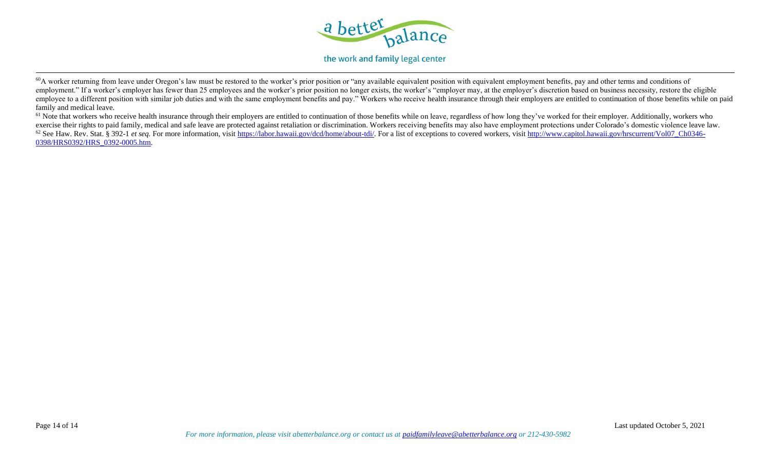[60] A worker returning from leave under Oregon's law must be restored to the worker's prior position or "any available equivalent position with equivalent employment benefits, pay and other terms and conditions of employment." If a worker's employer has fewer than 25 employees and the worker's prior position no longer exists, the worker's "employer may, at the employer's discretion based on business necessity, restore the eligible employee to a different position with similar job duties and with the same employment benefits and pay." Workers who receive health insurance through their employers are entitled to continuation of those benefits while on paid family and medical leave.

[61] Note that workers who receive health insurance through their employers are entitled to continuation of those benefits while on leave, regardless of how long they've worked for their employer. Additionally, workers who exercise their rights to paid family, medical and safe leave are protected against retaliation or discrimination. Workers receiving benefits may also have employment protections under Colorado's domestic violence leave law.

[62] See Haw. Rev. Stat. § 392-1 *et seq.* For more information, visit https://labor.hawaii.gov/dcd/home/about-tdi/. For a list of exceptions to covered workers, visit http://www.capitol.hawaii.gov/hrscurrent/Vol07_Ch0346-0398/HRS0392/HRS_0392-0005.htm.

Last updated October 5, 2021

*For more information, please visit abetterbalance.org or contact us at paidfamilyleave@abetterbalance.org or 212-430-5982*